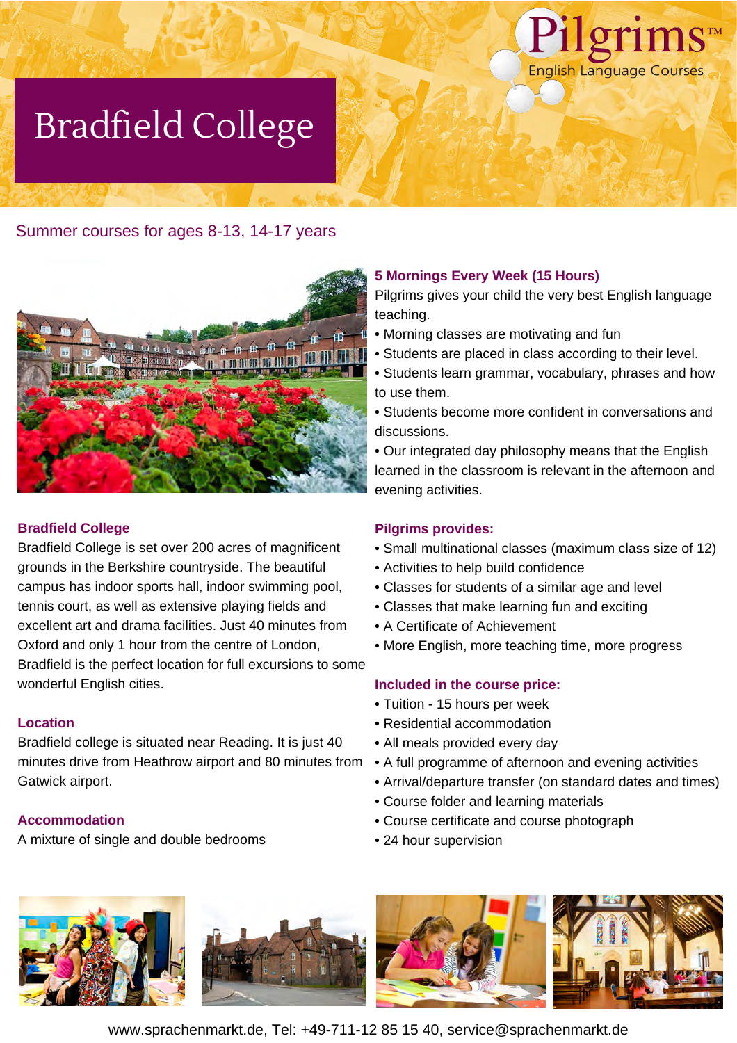Pilgrims™ English Language Courses

# Bradfield College

Summer courses for ages 8-13, 14-17 years

### 5 Mornings Every Week (15 Hours)

Pilgrims gives your child the very best English language teaching.

- Morning classes are motivating and fun
- Students are placed in class according to their level.
- Students learn grammar, vocabulary, phrases and how to use them.
- Students become more confident in conversations and discussions.
- Our integrated day philosophy means that the English learned in the classroom is relevant in the afternoon and evening activities.

### Bradfield College

Bradfield College is set over 200 acres of magnificent grounds in the Berkshire countryside. The beautiful campus has indoor sports hall, indoor swimming pool, tennis court, as well as extensive playing fields and excellent art and drama facilities. Just 40 minutes from Oxford and only 1 hour from the centre of London, Bradfield is the perfect location for full excursions to some wonderful English cities.

### Location

Bradfield college is situated near Reading. It is just 40 minutes drive from Heathrow airport and 80 minutes from Gatwick airport.

### Accommodation

A mixture of single and double bedrooms

### Pilgrims provides:

- Small multinational classes (maximum class size of 12)
- Activities to help build confidence
- Classes for students of a similar age and level
- Classes that make learning fun and exciting
- A Certificate of Achievement
- More English, more teaching time, more progress

### Included in the course price:

- Tuition - 15 hours per week
- Residential accommodation
- All meals provided every day
- A full programme of afternoon and evening activities
- Arrival/departure transfer (on standard dates and times)
- Course folder and learning materials
- Course certificate and course photograph
- 24 hour supervision

www.sprachenmarkt.de, Tel: +49-711-12 85 15 40, service@sprachenmarkt.de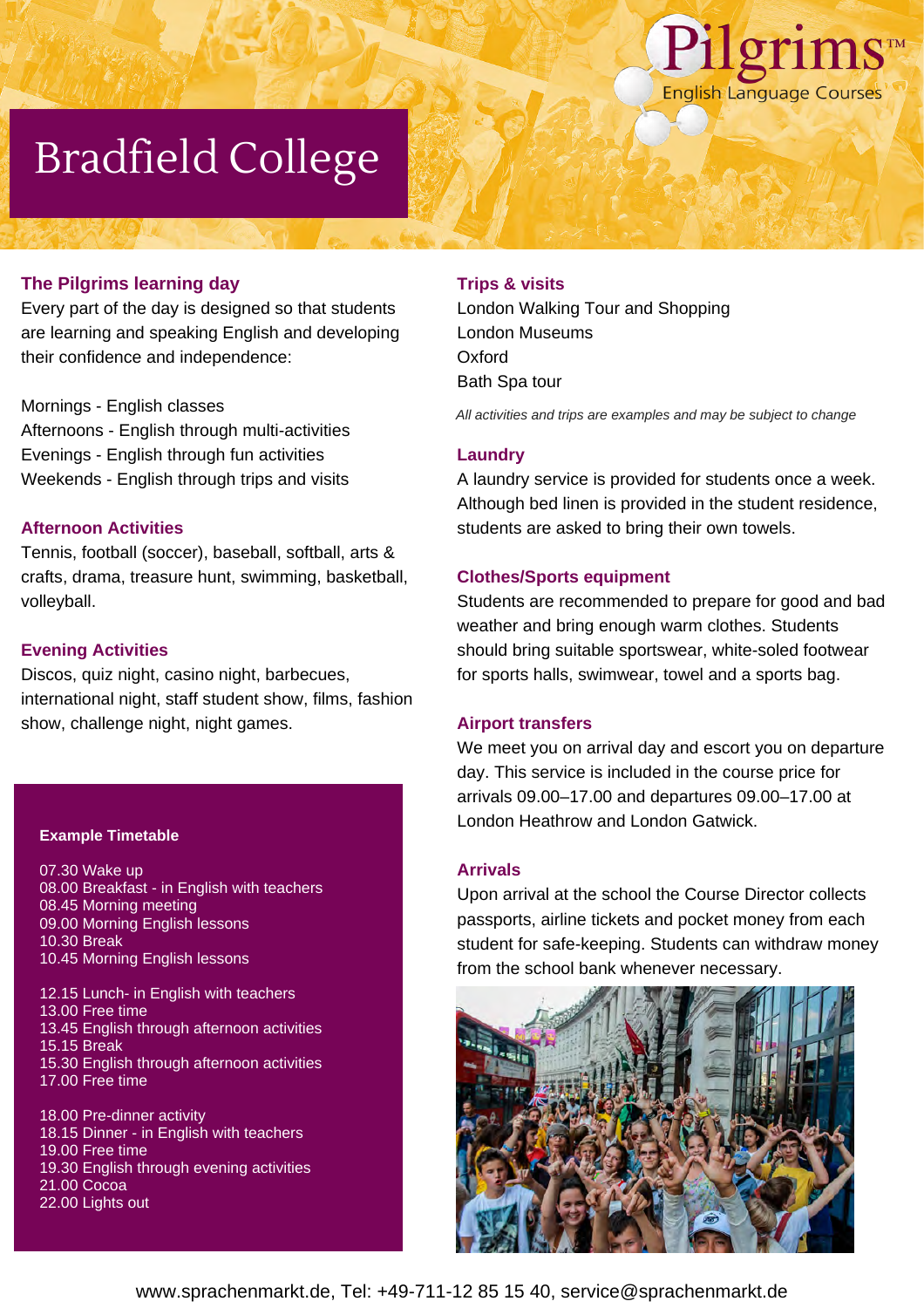Pilgrims™
English Language Courses

# Bradfield College

## The Pilgrims learning day

Every part of the day is designed so that students are learning and speaking English and developing their confidence and independence:

Mornings - English classes
Afternoons - English through multi-activities
Evenings - English through fun activities
Weekends - English through trips and visits

## Afternoon Activities

Tennis, football (soccer), baseball, softball, arts & crafts, drama, treasure hunt, swimming, basketball, volleyball.

## Evening Activities

Discos, quiz night, casino night, barbecues, international night, staff student show, films, fashion show, challenge night, night games.

**Example Timetable**

07.30 Wake up
08.00 Breakfast - in English with teachers
08.45 Morning meeting
09.00 Morning English lessons
10.30 Break
10.45 Morning English lessons

12.15 Lunch- in English with teachers
13.00 Free time
13.45 English through afternoon activities
15.15 Break
15.30 English through afternoon activities
17.00 Free time

18.00 Pre-dinner activity
18.15 Dinner - in English with teachers
19.00 Free time
19.30 English through evening activities
21.00 Cocoa
22.00 Lights out

## Trips & visits

London Walking Tour and Shopping
London Museums
Oxford
Bath Spa tour

*All activities and trips are examples and may be subject to change*

## Laundry

A laundry service is provided for students once a week. Although bed linen is provided in the student residence, students are asked to bring their own towels.

## Clothes/Sports equipment

Students are recommended to prepare for good and bad weather and bring enough warm clothes. Students should bring suitable sportswear, white-soled footwear for sports halls, swimwear, towel and a sports bag.

## Airport transfers

We meet you on arrival day and escort you on departure day. This service is included in the course price for arrivals 09.00–17.00 and departures 09.00–17.00 at London Heathrow and London Gatwick.

## Arrivals

Upon arrival at the school the Course Director collects passports, airline tickets and pocket money from each student for safe-keeping. Students can withdraw money from the school bank whenever necessary.

www.sprachenmarkt.de, Tel: +49-711-12 85 15 40, service@sprachenmarkt.de